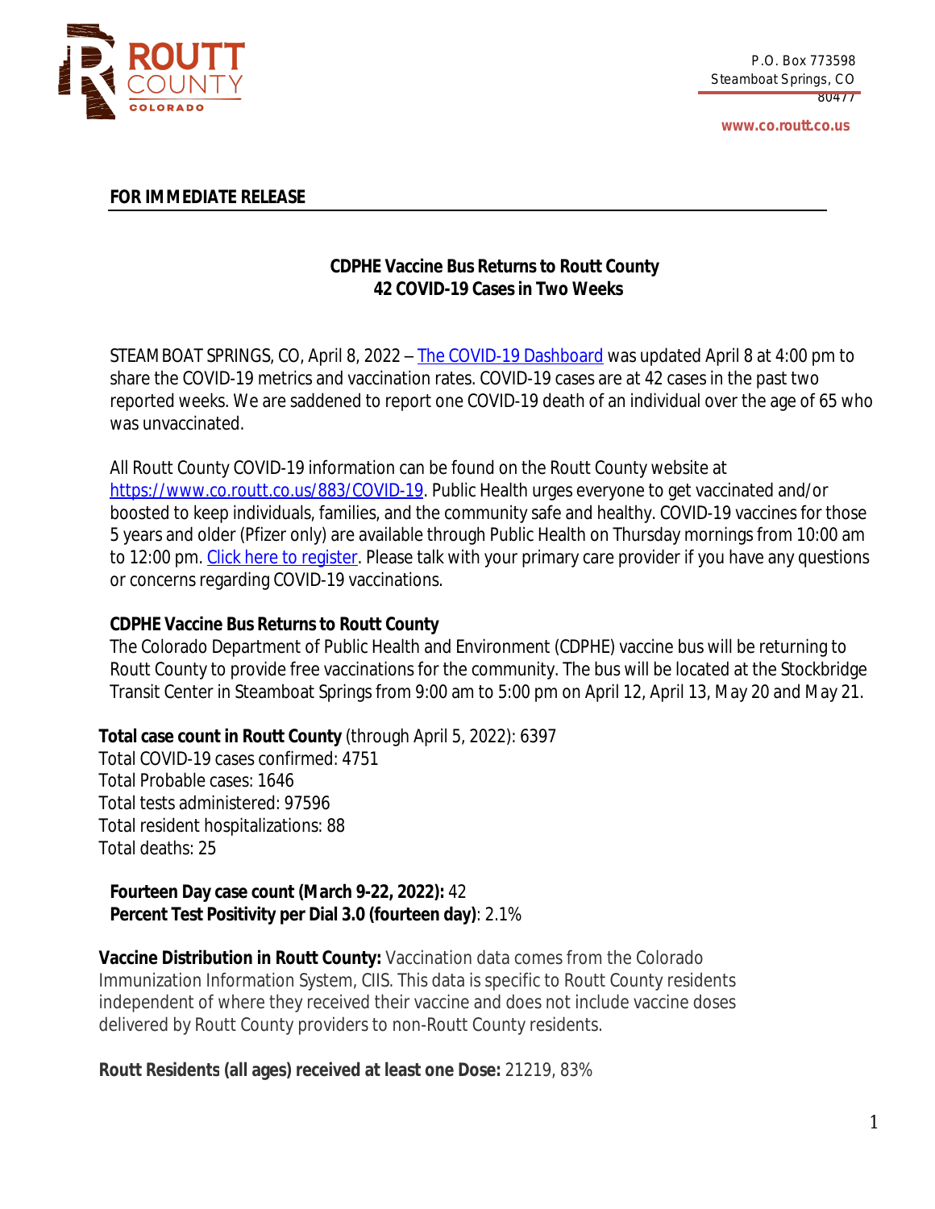ROUTT COUNTY
COLORADO

P.O. Box 773598
Steamboat Springs, CO
80477

www.co.routt.co.us

**FOR IMMEDIATE RELEASE**

## CDPHE Vaccine Bus Returns to Routt County
## 42 COVID-19 Cases in Two Weeks

STEAMBOAT SPRINGS, CO, April 8, 2022 – The COVID-19 Dashboard was updated April 8 at 4:00 pm to share the COVID-19 metrics and vaccination rates. COVID-19 cases are at 42 cases in the past two reported weeks. We are saddened to report one COVID-19 death of an individual over the age of 65 who was unvaccinated.

All Routt County COVID-19 information can be found on the Routt County website at https://www.co.routt.co.us/883/COVID-19. Public Health urges everyone to get vaccinated and/or boosted to keep individuals, families, and the community safe and healthy. COVID-19 vaccines for those 5 years and older (Pfizer only) are available through Public Health on Thursday mornings from 10:00 am to 12:00 pm. Click here to register. Please talk with your primary care provider if you have any questions or concerns regarding COVID-19 vaccinations.

**CDPHE Vaccine Bus Returns to Routt County**
The Colorado Department of Public Health and Environment (CDPHE) vaccine bus will be returning to Routt County to provide free vaccinations for the community. The bus will be located at the Stockbridge Transit Center in Steamboat Springs from 9:00 am to 5:00 pm on April 12, April 13, May 20 and May 21.

**Total case count in Routt County** (through April 5, 2022): 6397
Total COVID-19 cases confirmed: 4751
Total Probable cases: 1646
Total tests administered: 97596
Total resident hospitalizations: 88
Total deaths: 25

**Fourteen Day case count (March 9-22, 2022):** 42
**Percent Test Positivity per Dial 3.0 (fourteen day)**: 2.1%

**Vaccine Distribution in Routt County:** Vaccination data comes from the Colorado Immunization Information System, CIIS. This data is specific to Routt County residents independent of where they received their vaccine and does not include vaccine doses delivered by Routt County providers to non-Routt County residents.

**Routt Residents (all ages) received at least one Dose:** 21219, 83%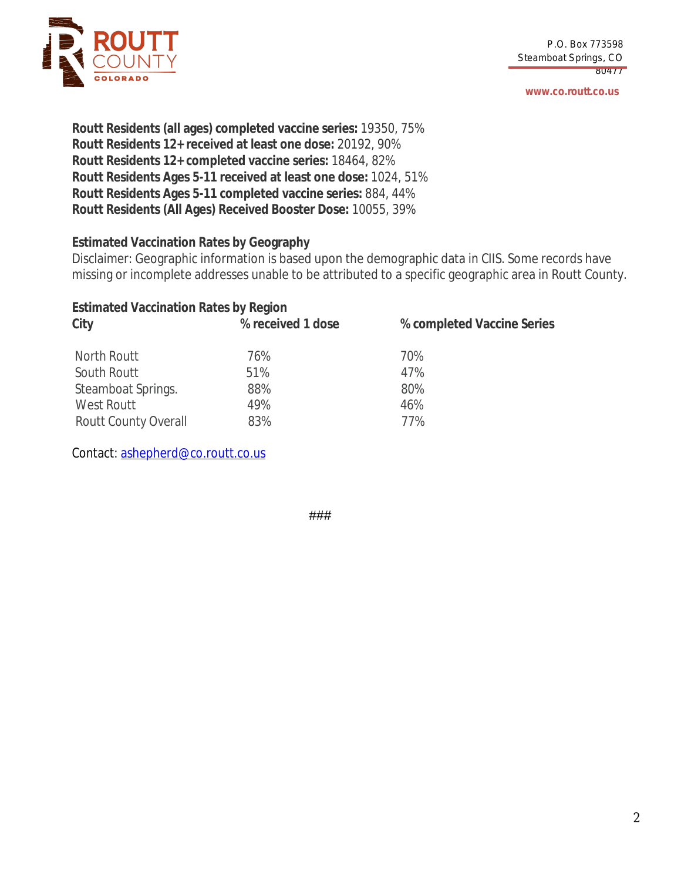**Routt Residents (all ages) completed vaccine series:** 19350, 75%
**Routt Residents 12+ received at least one dose:** 20192, 90%
**Routt Residents 12+ completed vaccine series:** 18464, 82%
**Routt Residents Ages 5-11 received at least one dose:** 1024, 51%
**Routt Residents Ages 5-11 completed vaccine series:** 884, 44%
**Routt Residents (All Ages) Received Booster Dose:** 10055, 39%

**Estimated Vaccination Rates by Geography**

Disclaimer: Geographic information is based upon the demographic data in CIIS. Some records have missing or incomplete addresses unable to be attributed to a specific geographic area in Routt County.

**Estimated Vaccination Rates by Region**

| City | % received 1 dose | % completed Vaccine Series |
|---|---|---|
| North Routt | 76% | 70% |
| South Routt | 51% | 47% |
| Steamboat Springs. | 88% | 80% |
| West Routt | 49% | 46% |
| Routt County Overall | 83% | 77% |

Contact: [ashepherd@co.routt.co.us](mailto:ashepherd@co.routt.co.us)

###